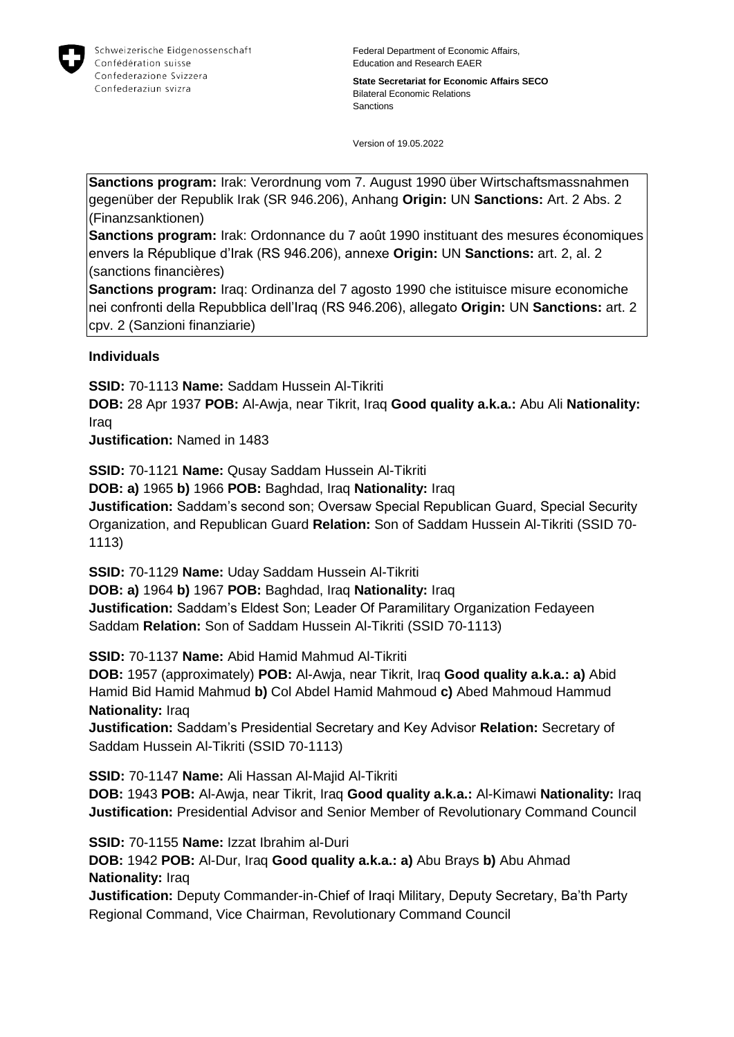Schweizerische Eidgenossenschaft
Confédération suisse
Confederazione Svizzera
Confederaziun svizra

Federal Department of Economic Affairs,
Education and Research EAER

**State Secretariat for Economic Affairs SECO**
Bilateral Economic Relations
Sanctions

Version of 19.05.2022

**Sanctions program:** Irak: Verordnung vom 7. August 1990 über Wirtschaftsmassnahmen gegenüber der Republik Irak (SR 946.206), Anhang **Origin:** UN **Sanctions:** Art. 2 Abs. 2 (Finanzsanktionen)
**Sanctions program:** Irak: Ordonnance du 7 août 1990 instituant des mesures économiques envers la République d'Irak (RS 946.206), annexe **Origin:** UN **Sanctions:** art. 2, al. 2 (sanctions financières)
**Sanctions program:** Iraq: Ordinanza del 7 agosto 1990 che istituisce misure economiche nei confronti della Repubblica dell'Iraq (RS 946.206), allegato **Origin:** UN **Sanctions:** art. 2 cpv. 2 (Sanzioni finanziarie)

### Individuals

**SSID:** 70-1113 **Name:** Saddam Hussein Al-Tikriti
**DOB:** 28 Apr 1937 **POB:** Al-Awja, near Tikrit, Iraq **Good quality a.k.a.:** Abu Ali **Nationality:** Iraq
**Justification:** Named in 1483

**SSID:** 70-1121 **Name:** Qusay Saddam Hussein Al-Tikriti
**DOB: a)** 1965 **b)** 1966 **POB:** Baghdad, Iraq **Nationality:** Iraq
**Justification:** Saddam's second son; Oversaw Special Republican Guard, Special Security Organization, and Republican Guard **Relation:** Son of Saddam Hussein Al-Tikriti (SSID 70-1113)

**SSID:** 70-1129 **Name:** Uday Saddam Hussein Al-Tikriti
**DOB: a)** 1964 **b)** 1967 **POB:** Baghdad, Iraq **Nationality:** Iraq
**Justification:** Saddam's Eldest Son; Leader Of Paramilitary Organization Fedayeen Saddam **Relation:** Son of Saddam Hussein Al-Tikriti (SSID 70-1113)

**SSID:** 70-1137 **Name:** Abid Hamid Mahmud Al-Tikriti
**DOB:** 1957 (approximately) **POB:** Al-Awja, near Tikrit, Iraq **Good quality a.k.a.: a)** Abid Hamid Bid Hamid Mahmud **b)** Col Abdel Hamid Mahmoud **c)** Abed Mahmoud Hammud **Nationality:** Iraq
**Justification:** Saddam's Presidential Secretary and Key Advisor **Relation:** Secretary of Saddam Hussein Al-Tikriti (SSID 70-1113)

**SSID:** 70-1147 **Name:** Ali Hassan Al-Majid Al-Tikriti
**DOB:** 1943 **POB:** Al-Awja, near Tikrit, Iraq **Good quality a.k.a.:** Al-Kimawi **Nationality:** Iraq
**Justification:** Presidential Advisor and Senior Member of Revolutionary Command Council

**SSID:** 70-1155 **Name:** Izzat Ibrahim al-Duri
**DOB:** 1942 **POB:** Al-Dur, Iraq **Good quality a.k.a.: a)** Abu Brays **b)** Abu Ahmad **Nationality:** Iraq
**Justification:** Deputy Commander-in-Chief of Iraqi Military, Deputy Secretary, Ba'th Party Regional Command, Vice Chairman, Revolutionary Command Council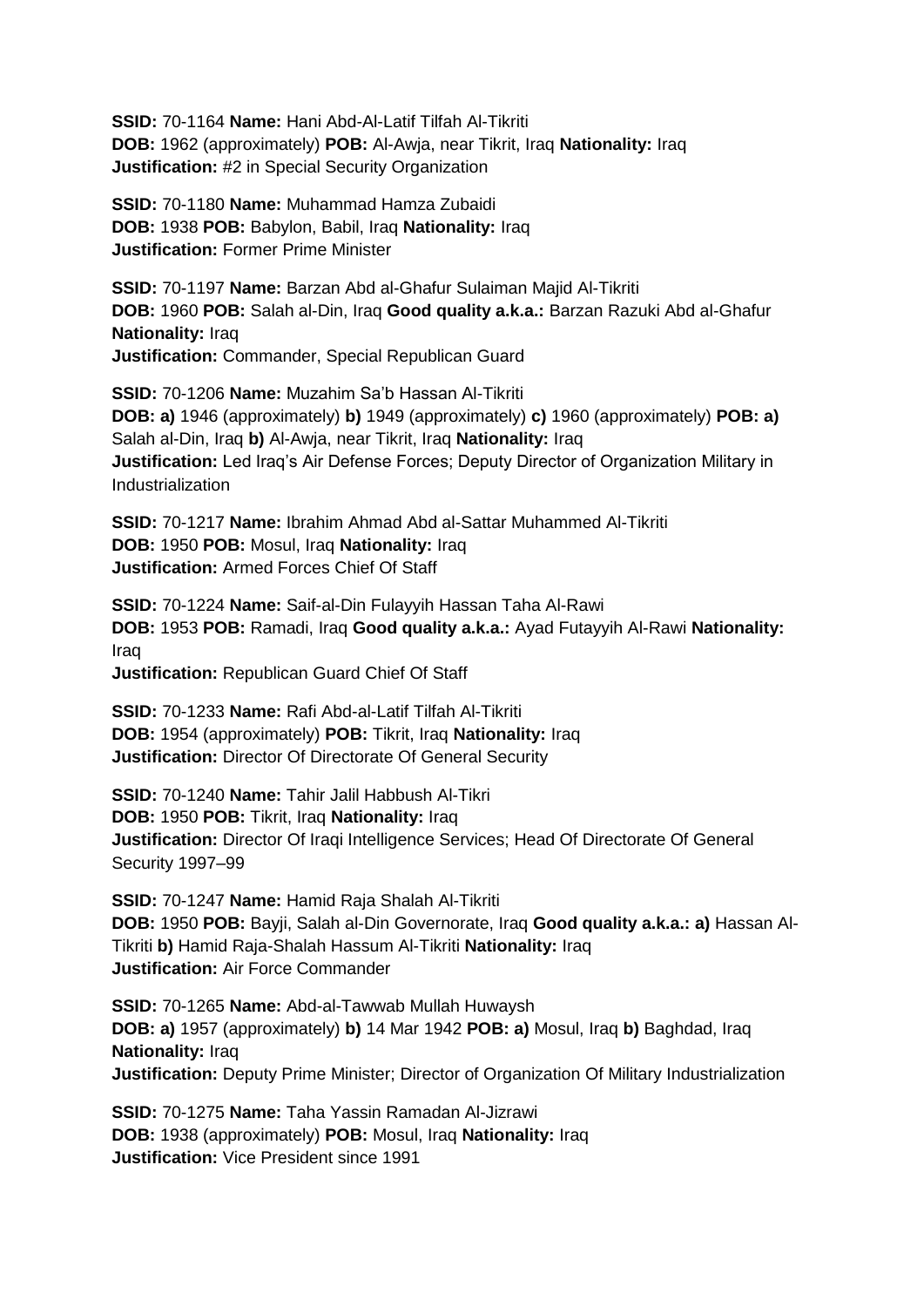**SSID:** 70-1164 **Name:** Hani Abd-Al-Latif Tilfah Al-Tikriti
**DOB:** 1962 (approximately) **POB:** Al-Awja, near Tikrit, Iraq **Nationality:** Iraq
**Justification:** #2 in Special Security Organization

**SSID:** 70-1180 **Name:** Muhammad Hamza Zubaidi
**DOB:** 1938 **POB:** Babylon, Babil, Iraq **Nationality:** Iraq
**Justification:** Former Prime Minister

**SSID:** 70-1197 **Name:** Barzan Abd al-Ghafur Sulaiman Majid Al-Tikriti
**DOB:** 1960 **POB:** Salah al-Din, Iraq **Good quality a.k.a.:** Barzan Razuki Abd al-Ghafur
**Nationality:** Iraq
**Justification:** Commander, Special Republican Guard

**SSID:** 70-1206 **Name:** Muzahim Sa'b Hassan Al-Tikriti
**DOB: a)** 1946 (approximately) **b)** 1949 (approximately) **c)** 1960 (approximately) **POB: a)** Salah al-Din, Iraq **b)** Al-Awja, near Tikrit, Iraq **Nationality:** Iraq
**Justification:** Led Iraq's Air Defense Forces; Deputy Director of Organization Military in Industrialization

**SSID:** 70-1217 **Name:** Ibrahim Ahmad Abd al-Sattar Muhammed Al-Tikriti
**DOB:** 1950 **POB:** Mosul, Iraq **Nationality:** Iraq
**Justification:** Armed Forces Chief Of Staff

**SSID:** 70-1224 **Name:** Saif-al-Din Fulayyih Hassan Taha Al-Rawi
**DOB:** 1953 **POB:** Ramadi, Iraq **Good quality a.k.a.:** Ayad Futayyih Al-Rawi **Nationality:** Iraq
**Justification:** Republican Guard Chief Of Staff

**SSID:** 70-1233 **Name:** Rafi Abd-al-Latif Tilfah Al-Tikriti
**DOB:** 1954 (approximately) **POB:** Tikrit, Iraq **Nationality:** Iraq
**Justification:** Director Of Directorate Of General Security

**SSID:** 70-1240 **Name:** Tahir Jalil Habbush Al-Tikri
**DOB:** 1950 **POB:** Tikrit, Iraq **Nationality:** Iraq
**Justification:** Director Of Iraqi Intelligence Services; Head Of Directorate Of General Security 1997–99

**SSID:** 70-1247 **Name:** Hamid Raja Shalah Al-Tikriti
**DOB:** 1950 **POB:** Bayji, Salah al-Din Governorate, Iraq **Good quality a.k.a.: a)** Hassan Al-Tikriti **b)** Hamid Raja-Shalah Hassum Al-Tikriti **Nationality:** Iraq
**Justification:** Air Force Commander

**SSID:** 70-1265 **Name:** Abd-al-Tawwab Mullah Huwaysh
**DOB: a)** 1957 (approximately) **b)** 14 Mar 1942 **POB: a)** Mosul, Iraq **b)** Baghdad, Iraq
**Nationality:** Iraq
**Justification:** Deputy Prime Minister; Director of Organization Of Military Industrialization

**SSID:** 70-1275 **Name:** Taha Yassin Ramadan Al-Jizrawi
**DOB:** 1938 (approximately) **POB:** Mosul, Iraq **Nationality:** Iraq
**Justification:** Vice President since 1991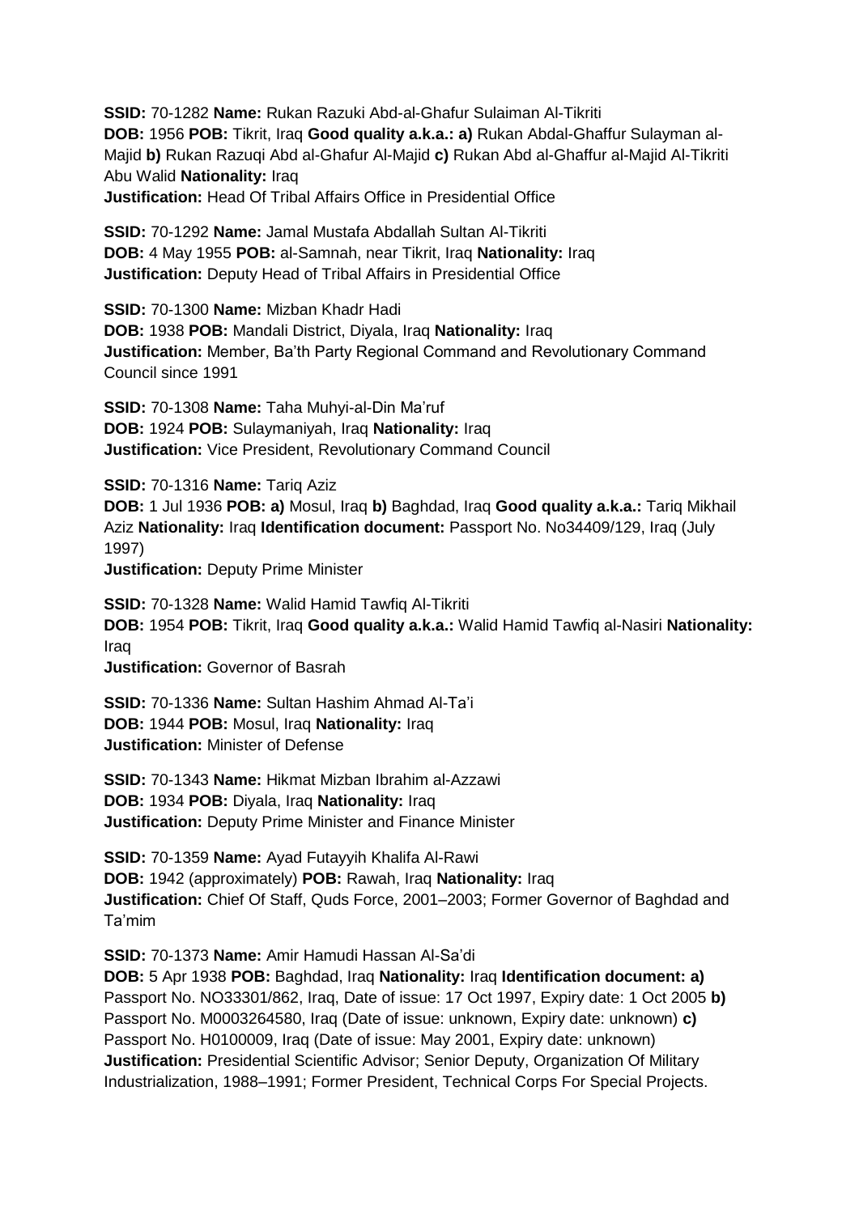**SSID:** 70-1282 **Name:** Rukan Razuki Abd-al-Ghafur Sulaiman Al-Tikriti
**DOB:** 1956 **POB:** Tikrit, Iraq **Good quality a.k.a.: a)** Rukan Abdal-Ghaffur Sulayman al-Majid **b)** Rukan Razuqi Abd al-Ghafur Al-Majid **c)** Rukan Abd al-Ghaffur al-Majid Al-Tikriti Abu Walid **Nationality:** Iraq
**Justification:** Head Of Tribal Affairs Office in Presidential Office

**SSID:** 70-1292 **Name:** Jamal Mustafa Abdallah Sultan Al-Tikriti
**DOB:** 4 May 1955 **POB:** al-Samnah, near Tikrit, Iraq **Nationality:** Iraq
**Justification:** Deputy Head of Tribal Affairs in Presidential Office

**SSID:** 70-1300 **Name:** Mizban Khadr Hadi
**DOB:** 1938 **POB:** Mandali District, Diyala, Iraq **Nationality:** Iraq
**Justification:** Member, Ba'th Party Regional Command and Revolutionary Command Council since 1991

**SSID:** 70-1308 **Name:** Taha Muhyi-al-Din Ma'ruf
**DOB:** 1924 **POB:** Sulaymaniyah, Iraq **Nationality:** Iraq
**Justification:** Vice President, Revolutionary Command Council

**SSID:** 70-1316 **Name:** Tariq Aziz
**DOB:** 1 Jul 1936 **POB: a)** Mosul, Iraq **b)** Baghdad, Iraq **Good quality a.k.a.:** Tariq Mikhail Aziz **Nationality:** Iraq **Identification document:** Passport No. No34409/129, Iraq (July 1997)
**Justification:** Deputy Prime Minister

**SSID:** 70-1328 **Name:** Walid Hamid Tawfiq Al-Tikriti
**DOB:** 1954 **POB:** Tikrit, Iraq **Good quality a.k.a.:** Walid Hamid Tawfiq al-Nasiri **Nationality:** Iraq
**Justification:** Governor of Basrah

**SSID:** 70-1336 **Name:** Sultan Hashim Ahmad Al-Ta'i
**DOB:** 1944 **POB:** Mosul, Iraq **Nationality:** Iraq
**Justification:** Minister of Defense

**SSID:** 70-1343 **Name:** Hikmat Mizban Ibrahim al-Azzawi
**DOB:** 1934 **POB:** Diyala, Iraq **Nationality:** Iraq
**Justification:** Deputy Prime Minister and Finance Minister

**SSID:** 70-1359 **Name:** Ayad Futayyih Khalifa Al-Rawi
**DOB:** 1942 (approximately) **POB:** Rawah, Iraq **Nationality:** Iraq
**Justification:** Chief Of Staff, Quds Force, 2001–2003; Former Governor of Baghdad and Ta'mim

**SSID:** 70-1373 **Name:** Amir Hamudi Hassan Al-Sa'di
**DOB:** 5 Apr 1938 **POB:** Baghdad, Iraq **Nationality:** Iraq **Identification document: a)** Passport No. NO33301/862, Iraq, Date of issue: 17 Oct 1997, Expiry date: 1 Oct 2005 **b)** Passport No. M0003264580, Iraq (Date of issue: unknown, Expiry date: unknown) **c)** Passport No. H0100009, Iraq (Date of issue: May 2001, Expiry date: unknown)
**Justification:** Presidential Scientific Advisor; Senior Deputy, Organization Of Military Industrialization, 1988–1991; Former President, Technical Corps For Special Projects.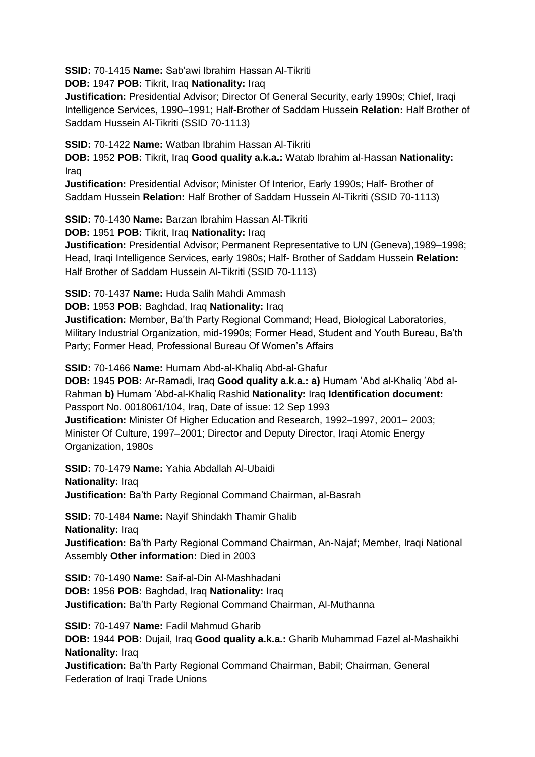**SSID:** 70-1415 **Name:** Sab'awi Ibrahim Hassan Al-Tikriti
**DOB:** 1947 **POB:** Tikrit, Iraq **Nationality:** Iraq
**Justification:** Presidential Advisor; Director Of General Security, early 1990s; Chief, Iraqi Intelligence Services, 1990–1991; Half-Brother of Saddam Hussein **Relation:** Half Brother of Saddam Hussein Al-Tikriti (SSID 70-1113)

**SSID:** 70-1422 **Name:** Watban Ibrahim Hassan Al-Tikriti
**DOB:** 1952 **POB:** Tikrit, Iraq **Good quality a.k.a.:** Watab Ibrahim al-Hassan **Nationality:** Iraq
**Justification:** Presidential Advisor; Minister Of Interior, Early 1990s; Half- Brother of Saddam Hussein **Relation:** Half Brother of Saddam Hussein Al-Tikriti (SSID 70-1113)

**SSID:** 70-1430 **Name:** Barzan Ibrahim Hassan Al-Tikriti
**DOB:** 1951 **POB:** Tikrit, Iraq **Nationality:** Iraq
**Justification:** Presidential Advisor; Permanent Representative to UN (Geneva),1989–1998; Head, Iraqi Intelligence Services, early 1980s; Half- Brother of Saddam Hussein **Relation:** Half Brother of Saddam Hussein Al-Tikriti (SSID 70-1113)

**SSID:** 70-1437 **Name:** Huda Salih Mahdi Ammash
**DOB:** 1953 **POB:** Baghdad, Iraq **Nationality:** Iraq
**Justification:** Member, Ba'th Party Regional Command; Head, Biological Laboratories, Military Industrial Organization, mid-1990s; Former Head, Student and Youth Bureau, Ba'th Party; Former Head, Professional Bureau Of Women's Affairs

**SSID:** 70-1466 **Name:** Humam Abd-al-Khaliq Abd-al-Ghafur
**DOB:** 1945 **POB:** Ar-Ramadi, Iraq **Good quality a.k.a.: a)** Humam 'Abd al-Khaliq 'Abd al-Rahman **b)** Humam 'Abd-al-Khaliq Rashid **Nationality:** Iraq **Identification document:** Passport No. 0018061/104, Iraq, Date of issue: 12 Sep 1993
**Justification:** Minister Of Higher Education and Research, 1992–1997, 2001– 2003; Minister Of Culture, 1997–2001; Director and Deputy Director, Iraqi Atomic Energy Organization, 1980s

**SSID:** 70-1479 **Name:** Yahia Abdallah Al-Ubaidi
**Nationality:** Iraq
**Justification:** Ba'th Party Regional Command Chairman, al-Basrah

**SSID:** 70-1484 **Name:** Nayif Shindakh Thamir Ghalib
**Nationality:** Iraq
**Justification:** Ba'th Party Regional Command Chairman, An-Najaf; Member, Iraqi National Assembly **Other information:** Died in 2003

**SSID:** 70-1490 **Name:** Saif-al-Din Al-Mashhadani
**DOB:** 1956 **POB:** Baghdad, Iraq **Nationality:** Iraq
**Justification:** Ba'th Party Regional Command Chairman, Al-Muthanna

**SSID:** 70-1497 **Name:** Fadil Mahmud Gharib
**DOB:** 1944 **POB:** Dujail, Iraq **Good quality a.k.a.:** Gharib Muhammad Fazel al-Mashaikhi **Nationality:** Iraq
**Justification:** Ba'th Party Regional Command Chairman, Babil; Chairman, General Federation of Iraqi Trade Unions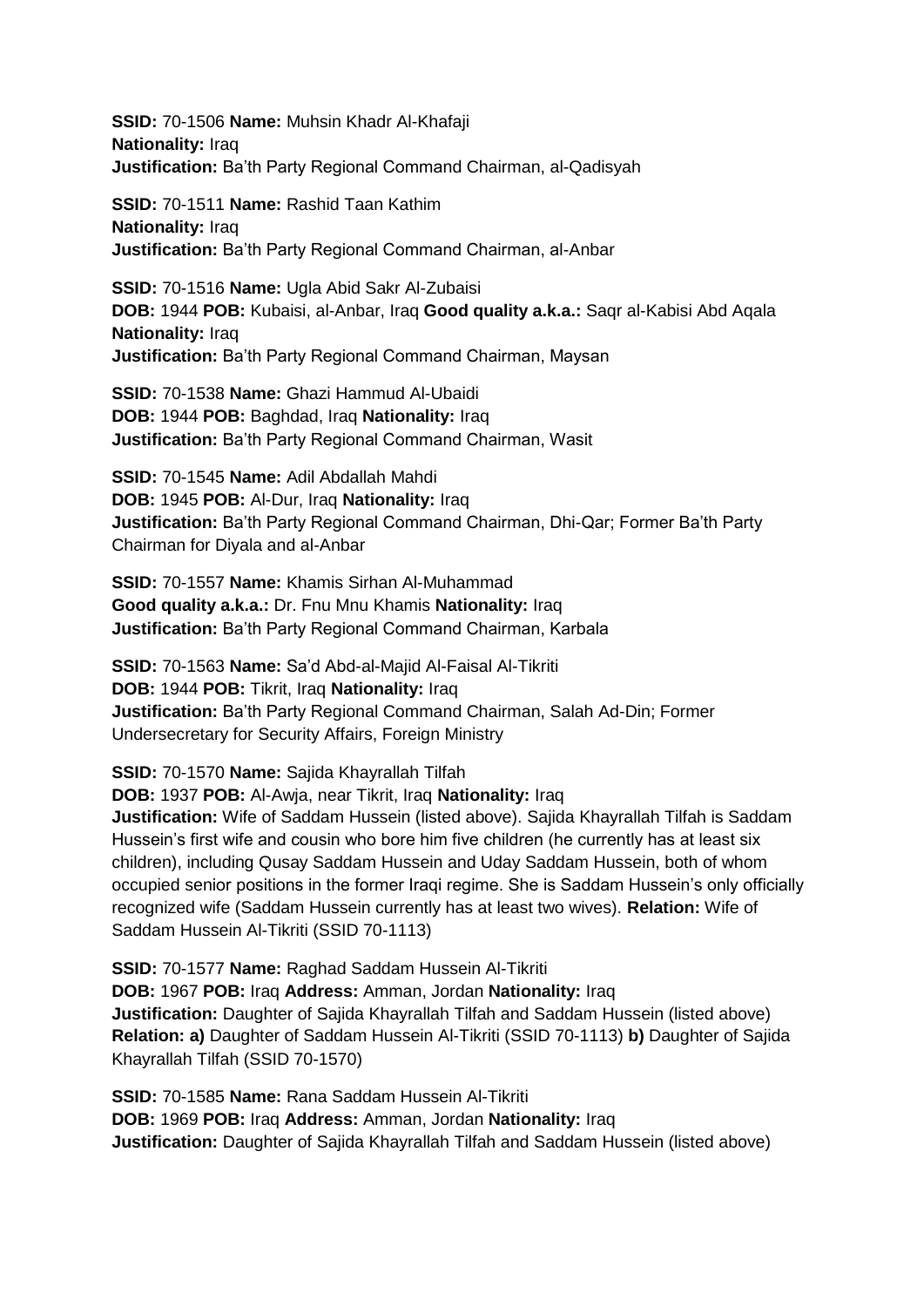**SSID:** 70-1506 **Name:** Muhsin Khadr Al-Khafaji
**Nationality:** Iraq
**Justification:** Ba'th Party Regional Command Chairman, al-Qadisyah

**SSID:** 70-1511 **Name:** Rashid Taan Kathim
**Nationality:** Iraq
**Justification:** Ba'th Party Regional Command Chairman, al-Anbar

**SSID:** 70-1516 **Name:** Ugla Abid Sakr Al-Zubaisi
**DOB:** 1944 **POB:** Kubaisi, al-Anbar, Iraq **Good quality a.k.a.:** Saqr al-Kabisi Abd Aqala
**Nationality:** Iraq
**Justification:** Ba'th Party Regional Command Chairman, Maysan

**SSID:** 70-1538 **Name:** Ghazi Hammud Al-Ubaidi
**DOB:** 1944 **POB:** Baghdad, Iraq **Nationality:** Iraq
**Justification:** Ba'th Party Regional Command Chairman, Wasit

**SSID:** 70-1545 **Name:** Adil Abdallah Mahdi
**DOB:** 1945 **POB:** Al-Dur, Iraq **Nationality:** Iraq
**Justification:** Ba'th Party Regional Command Chairman, Dhi-Qar; Former Ba'th Party Chairman for Diyala and al-Anbar

**SSID:** 70-1557 **Name:** Khamis Sirhan Al-Muhammad
**Good quality a.k.a.:** Dr. Fnu Mnu Khamis **Nationality:** Iraq
**Justification:** Ba'th Party Regional Command Chairman, Karbala

**SSID:** 70-1563 **Name:** Sa'd Abd-al-Majid Al-Faisal Al-Tikriti
**DOB:** 1944 **POB:** Tikrit, Iraq **Nationality:** Iraq
**Justification:** Ba'th Party Regional Command Chairman, Salah Ad-Din; Former Undersecretary for Security Affairs, Foreign Ministry

**SSID:** 70-1570 **Name:** Sajida Khayrallah Tilfah
**DOB:** 1937 **POB:** Al-Awja, near Tikrit, Iraq **Nationality:** Iraq
**Justification:** Wife of Saddam Hussein (listed above). Sajida Khayrallah Tilfah is Saddam Hussein's first wife and cousin who bore him five children (he currently has at least six children), including Qusay Saddam Hussein and Uday Saddam Hussein, both of whom occupied senior positions in the former Iraqi regime. She is Saddam Hussein's only officially recognized wife (Saddam Hussein currently has at least two wives). **Relation:** Wife of Saddam Hussein Al-Tikriti (SSID 70-1113)

**SSID:** 70-1577 **Name:** Raghad Saddam Hussein Al-Tikriti
**DOB:** 1967 **POB:** Iraq **Address:** Amman, Jordan **Nationality:** Iraq
**Justification:** Daughter of Sajida Khayrallah Tilfah and Saddam Hussein (listed above)
**Relation: a)** Daughter of Saddam Hussein Al-Tikriti (SSID 70-1113) **b)** Daughter of Sajida Khayrallah Tilfah (SSID 70-1570)

**SSID:** 70-1585 **Name:** Rana Saddam Hussein Al-Tikriti
**DOB:** 1969 **POB:** Iraq **Address:** Amman, Jordan **Nationality:** Iraq
**Justification:** Daughter of Sajida Khayrallah Tilfah and Saddam Hussein (listed above)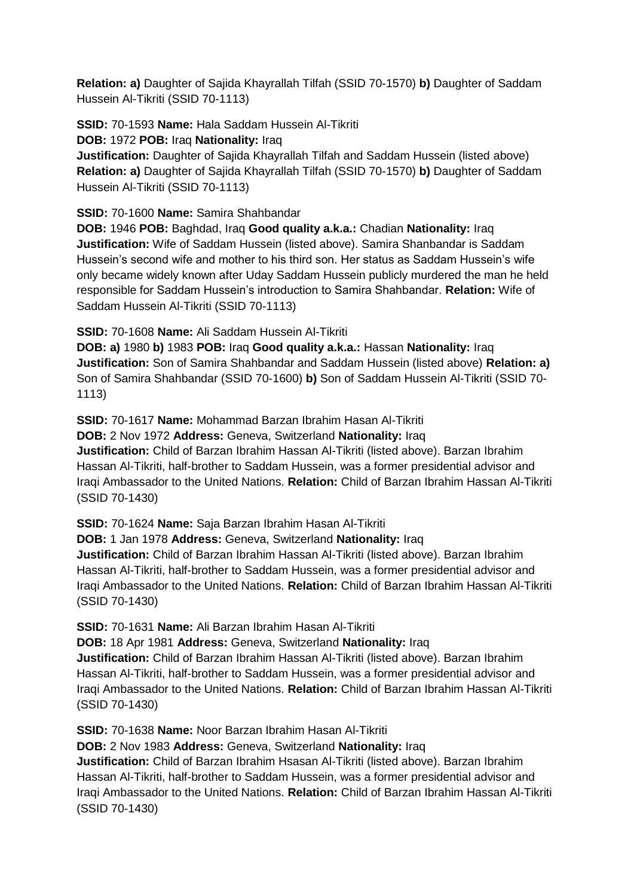**Relation: a)** Daughter of Sajida Khayrallah Tilfah (SSID 70-1570) **b)** Daughter of Saddam Hussein Al-Tikriti (SSID 70-1113)

**SSID:** 70-1593 **Name:** Hala Saddam Hussein Al-Tikriti
**DOB:** 1972 **POB:** Iraq **Nationality:** Iraq
**Justification:** Daughter of Sajida Khayrallah Tilfah and Saddam Hussein (listed above) **Relation: a)** Daughter of Sajida Khayrallah Tilfah (SSID 70-1570) **b)** Daughter of Saddam Hussein Al-Tikriti (SSID 70-1113)

**SSID:** 70-1600 **Name:** Samira Shahbandar
**DOB:** 1946 **POB:** Baghdad, Iraq **Good quality a.k.a.:** Chadian **Nationality:** Iraq
**Justification:** Wife of Saddam Hussein (listed above). Samira Shanbandar is Saddam Hussein's second wife and mother to his third son. Her status as Saddam Hussein's wife only became widely known after Uday Saddam Hussein publicly murdered the man he held responsible for Saddam Hussein's introduction to Samira Shahbandar. **Relation:** Wife of Saddam Hussein Al-Tikriti (SSID 70-1113)

**SSID:** 70-1608 **Name:** Ali Saddam Hussein Al-Tikriti
**DOB: a)** 1980 **b)** 1983 **POB:** Iraq **Good quality a.k.a.:** Hassan **Nationality:** Iraq
**Justification:** Son of Samira Shahbandar and Saddam Hussein (listed above) **Relation: a)** Son of Samira Shahbandar (SSID 70-1600) **b)** Son of Saddam Hussein Al-Tikriti (SSID 70-1113)

**SSID:** 70-1617 **Name:** Mohammad Barzan Ibrahim Hasan Al-Tikriti
**DOB:** 2 Nov 1972 **Address:** Geneva, Switzerland **Nationality:** Iraq
**Justification:** Child of Barzan Ibrahim Hassan Al-Tikriti (listed above). Barzan Ibrahim Hassan Al-Tikriti, half-brother to Saddam Hussein, was a former presidential advisor and Iraqi Ambassador to the United Nations. **Relation:** Child of Barzan Ibrahim Hassan Al-Tikriti (SSID 70-1430)

**SSID:** 70-1624 **Name:** Saja Barzan Ibrahim Hasan Al-Tikriti
**DOB:** 1 Jan 1978 **Address:** Geneva, Switzerland **Nationality:** Iraq
**Justification:** Child of Barzan Ibrahim Hassan Al-Tikriti (listed above). Barzan Ibrahim Hassan Al-Tikriti, half-brother to Saddam Hussein, was a former presidential advisor and Iraqi Ambassador to the United Nations. **Relation:** Child of Barzan Ibrahim Hassan Al-Tikriti (SSID 70-1430)

**SSID:** 70-1631 **Name:** Ali Barzan Ibrahim Hasan Al-Tikriti
**DOB:** 18 Apr 1981 **Address:** Geneva, Switzerland **Nationality:** Iraq
**Justification:** Child of Barzan Ibrahim Hassan Al-Tikriti (listed above). Barzan Ibrahim Hassan Al-Tikriti, half-brother to Saddam Hussein, was a former presidential advisor and Iraqi Ambassador to the United Nations. **Relation:** Child of Barzan Ibrahim Hassan Al-Tikriti (SSID 70-1430)

**SSID:** 70-1638 **Name:** Noor Barzan Ibrahim Hasan Al-Tikriti
**DOB:** 2 Nov 1983 **Address:** Geneva, Switzerland **Nationality:** Iraq
**Justification:** Child of Barzan Ibrahim Hsasan Al-Tikriti (listed above). Barzan Ibrahim Hassan Al-Tikriti, half-brother to Saddam Hussein, was a former presidential advisor and Iraqi Ambassador to the United Nations. **Relation:** Child of Barzan Ibrahim Hassan Al-Tikriti (SSID 70-1430)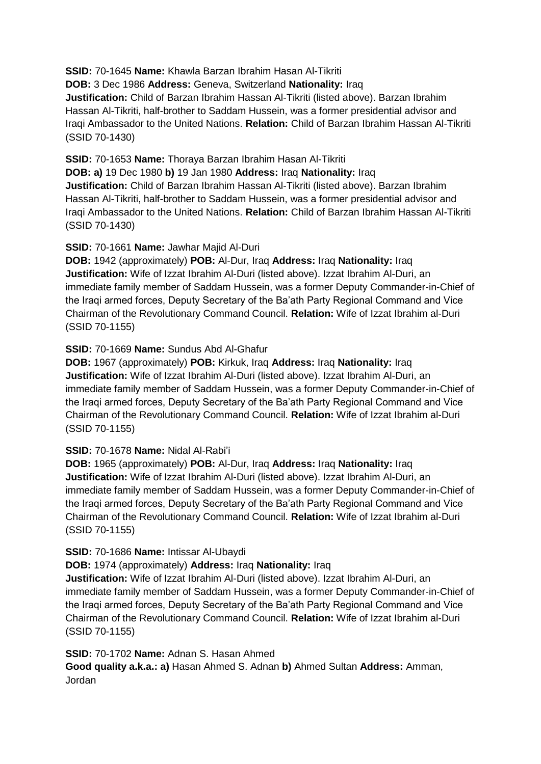**SSID:** 70-1645 **Name:** Khawla Barzan Ibrahim Hasan Al-Tikriti
**DOB:** 3 Dec 1986 **Address:** Geneva, Switzerland **Nationality:** Iraq
**Justification:** Child of Barzan Ibrahim Hassan Al-Tikriti (listed above). Barzan Ibrahim Hassan Al-Tikriti, half-brother to Saddam Hussein, was a former presidential advisor and Iraqi Ambassador to the United Nations. **Relation:** Child of Barzan Ibrahim Hassan Al-Tikriti (SSID 70-1430)

**SSID:** 70-1653 **Name:** Thoraya Barzan Ibrahim Hasan Al-Tikriti
**DOB: a)** 19 Dec 1980 **b)** 19 Jan 1980 **Address:** Iraq **Nationality:** Iraq
**Justification:** Child of Barzan Ibrahim Hassan Al-Tikriti (listed above). Barzan Ibrahim Hassan Al-Tikriti, half-brother to Saddam Hussein, was a former presidential advisor and Iraqi Ambassador to the United Nations. **Relation:** Child of Barzan Ibrahim Hassan Al-Tikriti (SSID 70-1430)

**SSID:** 70-1661 **Name:** Jawhar Majid Al-Duri
**DOB:** 1942 (approximately) **POB:** Al-Dur, Iraq **Address:** Iraq **Nationality:** Iraq
**Justification:** Wife of Izzat Ibrahim Al-Duri (listed above). Izzat Ibrahim Al-Duri, an immediate family member of Saddam Hussein, was a former Deputy Commander-in-Chief of the Iraqi armed forces, Deputy Secretary of the Ba'ath Party Regional Command and Vice Chairman of the Revolutionary Command Council. **Relation:** Wife of Izzat Ibrahim al-Duri (SSID 70-1155)

**SSID:** 70-1669 **Name:** Sundus Abd Al-Ghafur
**DOB:** 1967 (approximately) **POB:** Kirkuk, Iraq **Address:** Iraq **Nationality:** Iraq
**Justification:** Wife of Izzat Ibrahim Al-Duri (listed above). Izzat Ibrahim Al-Duri, an immediate family member of Saddam Hussein, was a former Deputy Commander-in-Chief of the Iraqi armed forces, Deputy Secretary of the Ba'ath Party Regional Command and Vice Chairman of the Revolutionary Command Council. **Relation:** Wife of Izzat Ibrahim al-Duri (SSID 70-1155)

**SSID:** 70-1678 **Name:** Nidal Al-Rabi'i
**DOB:** 1965 (approximately) **POB:** Al-Dur, Iraq **Address:** Iraq **Nationality:** Iraq
**Justification:** Wife of Izzat Ibrahim Al-Duri (listed above). Izzat Ibrahim Al-Duri, an immediate family member of Saddam Hussein, was a former Deputy Commander-in-Chief of the Iraqi armed forces, Deputy Secretary of the Ba'ath Party Regional Command and Vice Chairman of the Revolutionary Command Council. **Relation:** Wife of Izzat Ibrahim al-Duri (SSID 70-1155)

**SSID:** 70-1686 **Name:** Intissar Al-Ubaydi
**DOB:** 1974 (approximately) **Address:** Iraq **Nationality:** Iraq
**Justification:** Wife of Izzat Ibrahim Al-Duri (listed above). Izzat Ibrahim Al-Duri, an immediate family member of Saddam Hussein, was a former Deputy Commander-in-Chief of the Iraqi armed forces, Deputy Secretary of the Ba'ath Party Regional Command and Vice Chairman of the Revolutionary Command Council. **Relation:** Wife of Izzat Ibrahim al-Duri (SSID 70-1155)

**SSID:** 70-1702 **Name:** Adnan S. Hasan Ahmed
**Good quality a.k.a.: a)** Hasan Ahmed S. Adnan **b)** Ahmed Sultan **Address:** Amman, Jordan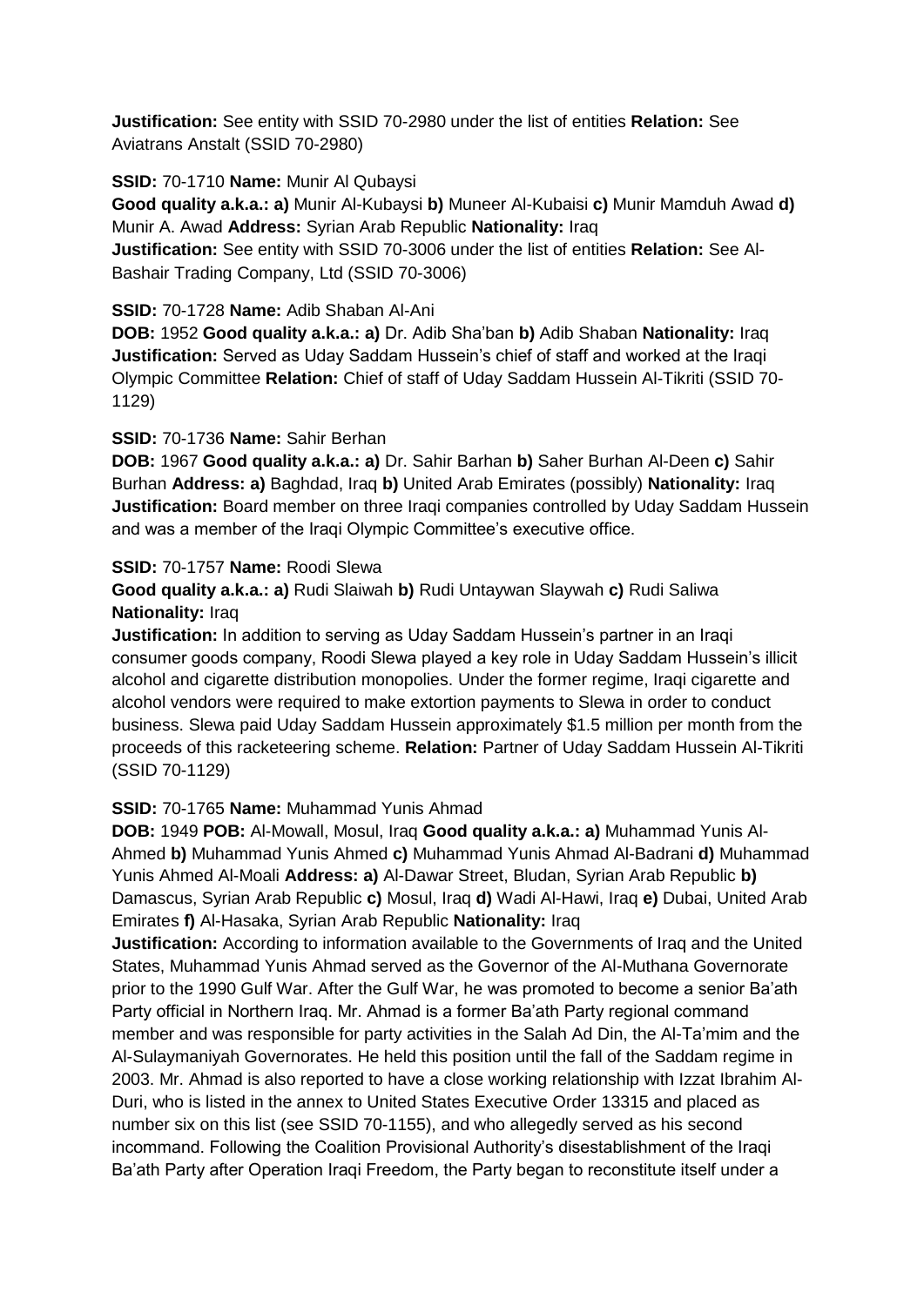**Justification:** See entity with SSID 70-2980 under the list of entities **Relation:** See Aviatrans Anstalt (SSID 70-2980)

**SSID:** 70-1710 **Name:** Munir Al Qubaysi
**Good quality a.k.a.: a)** Munir Al-Kubaysi **b)** Muneer Al-Kubaisi **c)** Munir Mamduh Awad **d)** Munir A. Awad **Address:** Syrian Arab Republic **Nationality:** Iraq
**Justification:** See entity with SSID 70-3006 under the list of entities **Relation:** See Al-Bashair Trading Company, Ltd (SSID 70-3006)

**SSID:** 70-1728 **Name:** Adib Shaban Al-Ani
**DOB:** 1952 **Good quality a.k.a.: a)** Dr. Adib Sha'ban **b)** Adib Shaban **Nationality:** Iraq
**Justification:** Served as Uday Saddam Hussein's chief of staff and worked at the Iraqi Olympic Committee **Relation:** Chief of staff of Uday Saddam Hussein Al-Tikriti (SSID 70-1129)

**SSID:** 70-1736 **Name:** Sahir Berhan
**DOB:** 1967 **Good quality a.k.a.: a)** Dr. Sahir Barhan **b)** Saher Burhan Al-Deen **c)** Sahir Burhan **Address: a)** Baghdad, Iraq **b)** United Arab Emirates (possibly) **Nationality:** Iraq
**Justification:** Board member on three Iraqi companies controlled by Uday Saddam Hussein and was a member of the Iraqi Olympic Committee's executive office.

**SSID:** 70-1757 **Name:** Roodi Slewa
**Good quality a.k.a.: a)** Rudi Slaiwah **b)** Rudi Untaywan Slaywah **c)** Rudi Saliwa **Nationality:** Iraq
**Justification:** In addition to serving as Uday Saddam Hussein's partner in an Iraqi consumer goods company, Roodi Slewa played a key role in Uday Saddam Hussein's illicit alcohol and cigarette distribution monopolies. Under the former regime, Iraqi cigarette and alcohol vendors were required to make extortion payments to Slewa in order to conduct business. Slewa paid Uday Saddam Hussein approximately $1.5 million per month from the proceeds of this racketeering scheme. **Relation:** Partner of Uday Saddam Hussein Al-Tikriti (SSID 70-1129)

**SSID:** 70-1765 **Name:** Muhammad Yunis Ahmad
**DOB:** 1949 **POB:** Al-Mowall, Mosul, Iraq **Good quality a.k.a.: a)** Muhammad Yunis Al-Ahmed **b)** Muhammad Yunis Ahmed **c)** Muhammad Yunis Ahmad Al-Badrani **d)** Muhammad Yunis Ahmed Al-Moali **Address: a)** Al-Dawar Street, Bludan, Syrian Arab Republic **b)** Damascus, Syrian Arab Republic **c)** Mosul, Iraq **d)** Wadi Al-Hawi, Iraq **e)** Dubai, United Arab Emirates **f)** Al-Hasaka, Syrian Arab Republic **Nationality:** Iraq
**Justification:** According to information available to the Governments of Iraq and the United States, Muhammad Yunis Ahmad served as the Governor of the Al-Muthana Governorate prior to the 1990 Gulf War. After the Gulf War, he was promoted to become a senior Ba'ath Party official in Northern Iraq. Mr. Ahmad is a former Ba'ath Party regional command member and was responsible for party activities in the Salah Ad Din, the Al-Ta'mim and the Al-Sulaymaniyah Governorates. He held this position until the fall of the Saddam regime in 2003. Mr. Ahmad is also reported to have a close working relationship with Izzat Ibrahim Al-Duri, who is listed in the annex to United States Executive Order 13315 and placed as number six on this list (see SSID 70-1155), and who allegedly served as his second incommand. Following the Coalition Provisional Authority's disestablishment of the Iraqi Ba'ath Party after Operation Iraqi Freedom, the Party began to reconstitute itself under a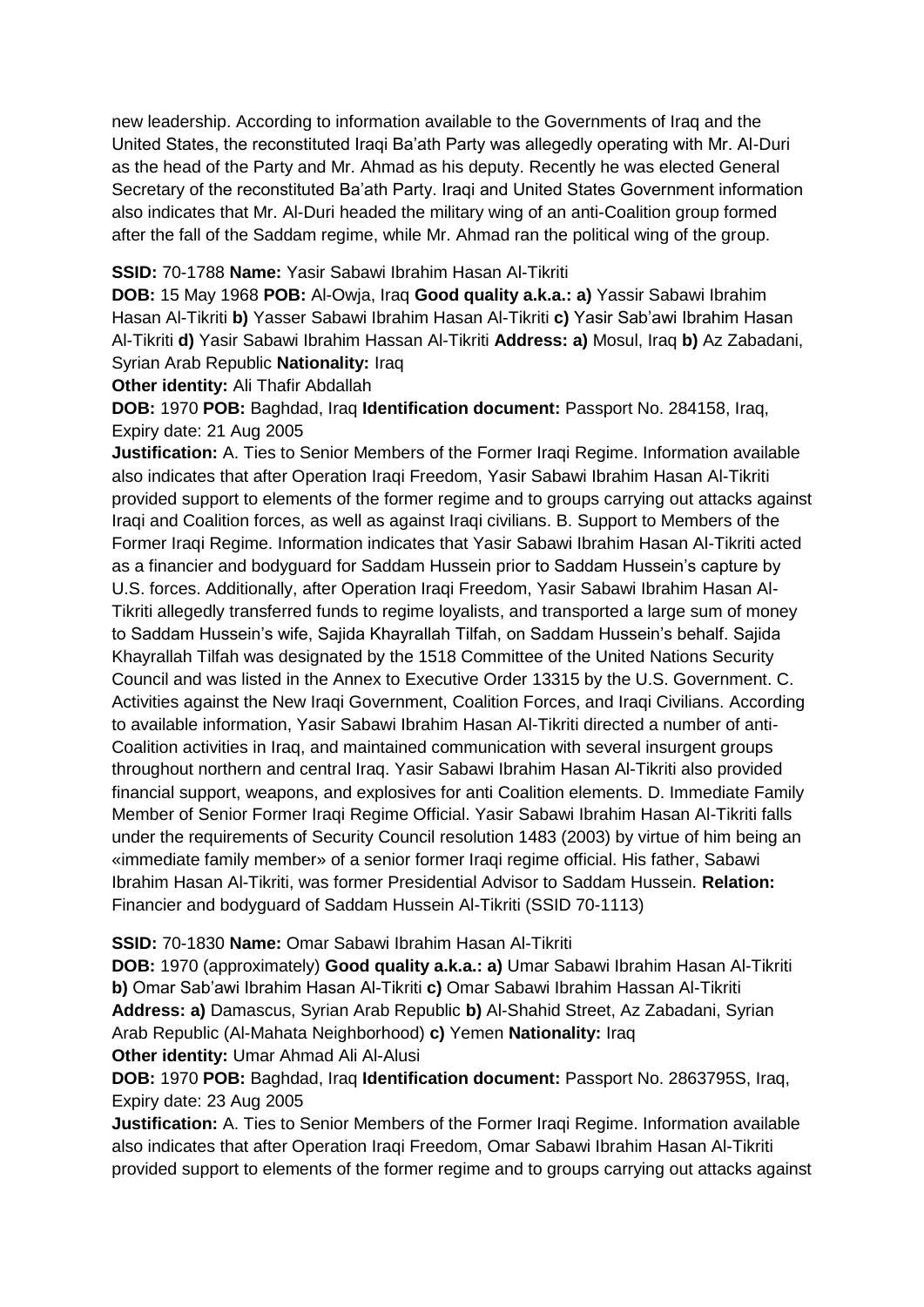new leadership. According to information available to the Governments of Iraq and the United States, the reconstituted Iraqi Ba'ath Party was allegedly operating with Mr. Al-Duri as the head of the Party and Mr. Ahmad as his deputy. Recently he was elected General Secretary of the reconstituted Ba'ath Party. Iraqi and United States Government information also indicates that Mr. Al-Duri headed the military wing of an anti-Coalition group formed after the fall of the Saddam regime, while Mr. Ahmad ran the political wing of the group.

**SSID:** 70-1788 **Name:** Yasir Sabawi Ibrahim Hasan Al-Tikriti
**DOB:** 15 May 1968 **POB:** Al-Owja, Iraq **Good quality a.k.a.: a)** Yassir Sabawi Ibrahim Hasan Al-Tikriti **b)** Yasser Sabawi Ibrahim Hasan Al-Tikriti **c)** Yasir Sab'awi Ibrahim Hasan Al-Tikriti **d)** Yasir Sabawi Ibrahim Hassan Al-Tikriti **Address: a)** Mosul, Iraq **b)** Az Zabadani, Syrian Arab Republic **Nationality:** Iraq
**Other identity:** Ali Thafir Abdallah
**DOB:** 1970 **POB:** Baghdad, Iraq **Identification document:** Passport No. 284158, Iraq, Expiry date: 21 Aug 2005
**Justification:** A. Ties to Senior Members of the Former Iraqi Regime. Information available also indicates that after Operation Iraqi Freedom, Yasir Sabawi Ibrahim Hasan Al-Tikriti provided support to elements of the former regime and to groups carrying out attacks against Iraqi and Coalition forces, as well as against Iraqi civilians. B. Support to Members of the Former Iraqi Regime. Information indicates that Yasir Sabawi Ibrahim Hasan Al-Tikriti acted as a financier and bodyguard for Saddam Hussein prior to Saddam Hussein's capture by U.S. forces. Additionally, after Operation Iraqi Freedom, Yasir Sabawi Ibrahim Hasan Al-Tikriti allegedly transferred funds to regime loyalists, and transported a large sum of money to Saddam Hussein's wife, Sajida Khayrallah Tilfah, on Saddam Hussein's behalf. Sajida Khayrallah Tilfah was designated by the 1518 Committee of the United Nations Security Council and was listed in the Annex to Executive Order 13315 by the U.S. Government. C. Activities against the New Iraqi Government, Coalition Forces, and Iraqi Civilians. According to available information, Yasir Sabawi Ibrahim Hasan Al-Tikriti directed a number of anti-Coalition activities in Iraq, and maintained communication with several insurgent groups throughout northern and central Iraq. Yasir Sabawi Ibrahim Hasan Al-Tikriti also provided financial support, weapons, and explosives for anti Coalition elements. D. Immediate Family Member of Senior Former Iraqi Regime Official. Yasir Sabawi Ibrahim Hasan Al-Tikriti falls under the requirements of Security Council resolution 1483 (2003) by virtue of him being an «immediate family member» of a senior former Iraqi regime official. His father, Sabawi Ibrahim Hasan Al-Tikriti, was former Presidential Advisor to Saddam Hussein. **Relation:** Financier and bodyguard of Saddam Hussein Al-Tikriti (SSID 70-1113)

**SSID:** 70-1830 **Name:** Omar Sabawi Ibrahim Hasan Al-Tikriti
**DOB:** 1970 (approximately) **Good quality a.k.a.: a)** Umar Sabawi Ibrahim Hasan Al-Tikriti **b)** Omar Sab'awi Ibrahim Hasan Al-Tikriti **c)** Omar Sabawi Ibrahim Hassan Al-Tikriti **Address: a)** Damascus, Syrian Arab Republic **b)** Al-Shahid Street, Az Zabadani, Syrian Arab Republic (Al-Mahata Neighborhood) **c)** Yemen **Nationality:** Iraq
**Other identity:** Umar Ahmad Ali Al-Alusi
**DOB:** 1970 **POB:** Baghdad, Iraq **Identification document:** Passport No. 2863795S, Iraq, Expiry date: 23 Aug 2005
**Justification:** A. Ties to Senior Members of the Former Iraqi Regime. Information available also indicates that after Operation Iraqi Freedom, Omar Sabawi Ibrahim Hasan Al-Tikriti provided support to elements of the former regime and to groups carrying out attacks against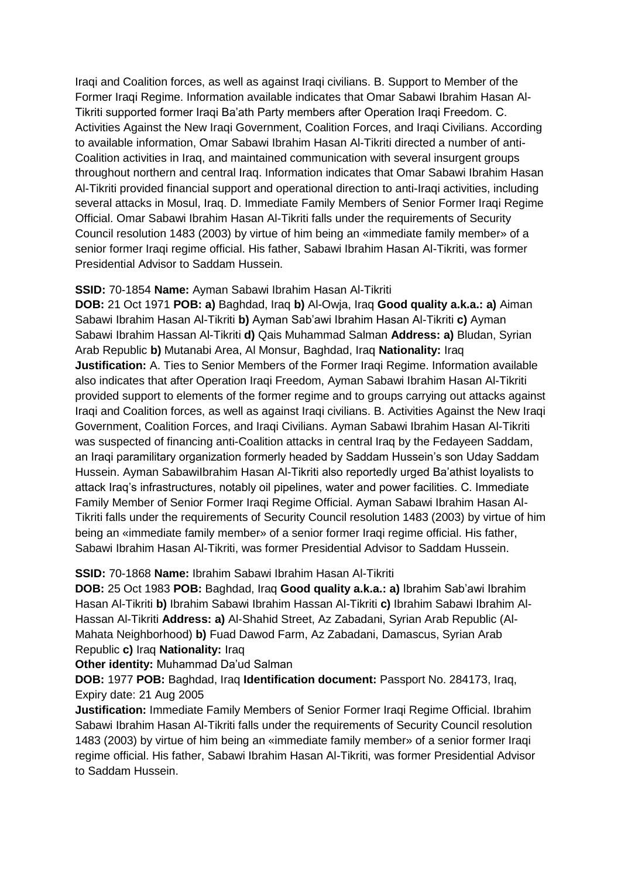Iraqi and Coalition forces, as well as against Iraqi civilians. B. Support to Member of the Former Iraqi Regime. Information available indicates that Omar Sabawi Ibrahim Hasan Al-Tikriti supported former Iraqi Ba'ath Party members after Operation Iraqi Freedom. C. Activities Against the New Iraqi Government, Coalition Forces, and Iraqi Civilians. According to available information, Omar Sabawi Ibrahim Hasan Al-Tikriti directed a number of anti-Coalition activities in Iraq, and maintained communication with several insurgent groups throughout northern and central Iraq. Information indicates that Omar Sabawi Ibrahim Hasan Al-Tikriti provided financial support and operational direction to anti-Iraqi activities, including several attacks in Mosul, Iraq. D. Immediate Family Members of Senior Former Iraqi Regime Official. Omar Sabawi Ibrahim Hasan Al-Tikriti falls under the requirements of Security Council resolution 1483 (2003) by virtue of him being an «immediate family member» of a senior former Iraqi regime official. His father, Sabawi Ibrahim Hasan Al-Tikriti, was former Presidential Advisor to Saddam Hussein.

**SSID:** 70-1854 **Name:** Ayman Sabawi Ibrahim Hasan Al-Tikriti
**DOB:** 21 Oct 1971 **POB: a)** Baghdad, Iraq **b)** Al-Owja, Iraq **Good quality a.k.a.: a)** Aiman Sabawi Ibrahim Hasan Al-Tikriti **b)** Ayman Sab'awi Ibrahim Hasan Al-Tikriti **c)** Ayman Sabawi Ibrahim Hassan Al-Tikriti **d)** Qais Muhammad Salman **Address: a)** Bludan, Syrian Arab Republic **b)** Mutanabi Area, Al Monsur, Baghdad, Iraq **Nationality:** Iraq
**Justification:** A. Ties to Senior Members of the Former Iraqi Regime. Information available also indicates that after Operation Iraqi Freedom, Ayman Sabawi Ibrahim Hasan Al-Tikriti provided support to elements of the former regime and to groups carrying out attacks against Iraqi and Coalition forces, as well as against Iraqi civilians. B. Activities Against the New Iraqi Government, Coalition Forces, and Iraqi Civilians. Ayman Sabawi Ibrahim Hasan Al-Tikriti was suspected of financing anti-Coalition attacks in central Iraq by the Fedayeen Saddam, an Iraqi paramilitary organization formerly headed by Saddam Hussein's son Uday Saddam Hussein. Ayman SabawiIbrahim Hasan Al-Tikriti also reportedly urged Ba'athist loyalists to attack Iraq's infrastructures, notably oil pipelines, water and power facilities. C. Immediate Family Member of Senior Former Iraqi Regime Official. Ayman Sabawi Ibrahim Hasan Al-Tikriti falls under the requirements of Security Council resolution 1483 (2003) by virtue of him being an «immediate family member» of a senior former Iraqi regime official. His father, Sabawi Ibrahim Hasan Al-Tikriti, was former Presidential Advisor to Saddam Hussein.

**SSID:** 70-1868 **Name:** Ibrahim Sabawi Ibrahim Hasan Al-Tikriti
**DOB:** 25 Oct 1983 **POB:** Baghdad, Iraq **Good quality a.k.a.: a)** Ibrahim Sab'awi Ibrahim Hasan Al-Tikriti **b)** Ibrahim Sabawi Ibrahim Hassan Al-Tikriti **c)** Ibrahim Sabawi Ibrahim Al-Hassan Al-Tikriti **Address: a)** Al-Shahid Street, Az Zabadani, Syrian Arab Republic (Al-Mahata Neighborhood) **b)** Fuad Dawod Farm, Az Zabadani, Damascus, Syrian Arab Republic **c)** Iraq **Nationality:** Iraq
**Other identity:** Muhammad Da'ud Salman
**DOB:** 1977 **POB:** Baghdad, Iraq **Identification document:** Passport No. 284173, Iraq, Expiry date: 21 Aug 2005
**Justification:** Immediate Family Members of Senior Former Iraqi Regime Official. Ibrahim Sabawi Ibrahim Hasan Al-Tikriti falls under the requirements of Security Council resolution 1483 (2003) by virtue of him being an «immediate family member» of a senior former Iraqi regime official. His father, Sabawi Ibrahim Hasan Al-Tikriti, was former Presidential Advisor to Saddam Hussein.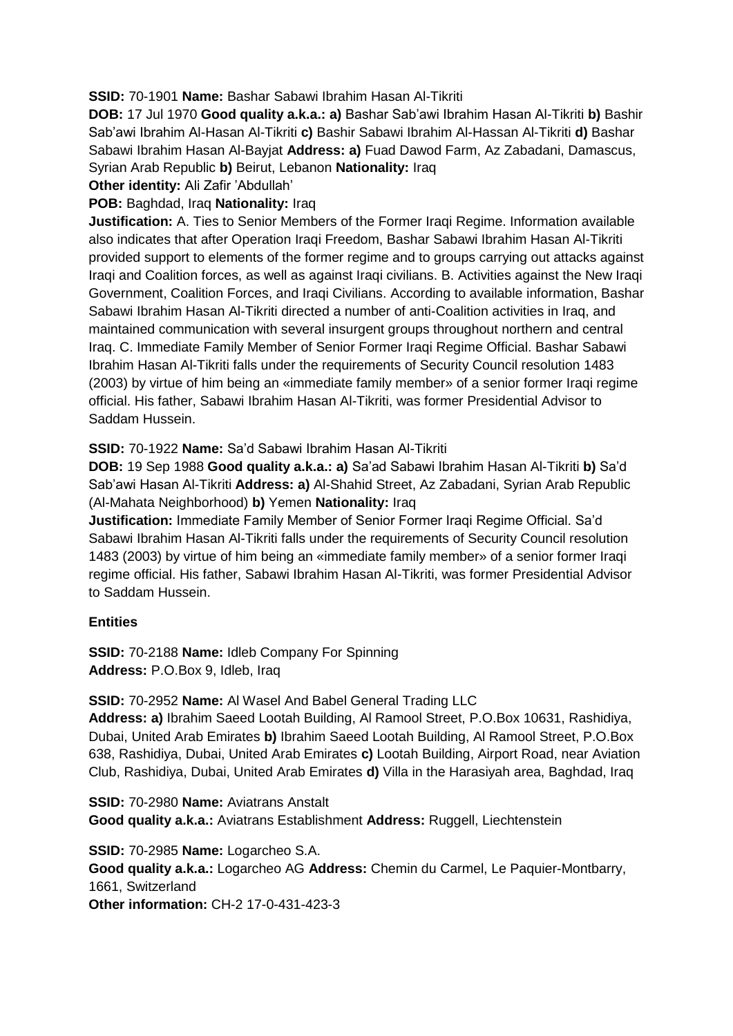**SSID:** 70-1901 **Name:** Bashar Sabawi Ibrahim Hasan Al-Tikriti

**DOB:** 17 Jul 1970 **Good quality a.k.a.: a)** Bashar Sab'awi Ibrahim Hasan Al-Tikriti **b)** Bashir Sab'awi Ibrahim Al-Hasan Al-Tikriti **c)** Bashir Sabawi Ibrahim Al-Hassan Al-Tikriti **d)** Bashar Sabawi Ibrahim Hasan Al-Bayjat **Address: a)** Fuad Dawod Farm, Az Zabadani, Damascus, Syrian Arab Republic **b)** Beirut, Lebanon **Nationality:** Iraq

**Other identity:** Ali Zafir 'Abdullah'

**POB:** Baghdad, Iraq **Nationality:** Iraq

**Justification:** A. Ties to Senior Members of the Former Iraqi Regime. Information available also indicates that after Operation Iraqi Freedom, Bashar Sabawi Ibrahim Hasan Al-Tikriti provided support to elements of the former regime and to groups carrying out attacks against Iraqi and Coalition forces, as well as against Iraqi civilians. B. Activities against the New Iraqi Government, Coalition Forces, and Iraqi Civilians. According to available information, Bashar Sabawi Ibrahim Hasan Al-Tikriti directed a number of anti-Coalition activities in Iraq, and maintained communication with several insurgent groups throughout northern and central Iraq. C. Immediate Family Member of Senior Former Iraqi Regime Official. Bashar Sabawi Ibrahim Hasan Al-Tikriti falls under the requirements of Security Council resolution 1483 (2003) by virtue of him being an «immediate family member» of a senior former Iraqi regime official. His father, Sabawi Ibrahim Hasan Al-Tikriti, was former Presidential Advisor to Saddam Hussein.

**SSID:** 70-1922 **Name:** Sa'd Sabawi Ibrahim Hasan Al-Tikriti

**DOB:** 19 Sep 1988 **Good quality a.k.a.: a)** Sa'ad Sabawi Ibrahim Hasan Al-Tikriti **b)** Sa'd Sab'awi Hasan Al-Tikriti **Address: a)** Al-Shahid Street, Az Zabadani, Syrian Arab Republic (Al-Mahata Neighborhood) **b)** Yemen **Nationality:** Iraq

**Justification:** Immediate Family Member of Senior Former Iraqi Regime Official. Sa'd Sabawi Ibrahim Hasan Al-Tikriti falls under the requirements of Security Council resolution 1483 (2003) by virtue of him being an «immediate family member» of a senior former Iraqi regime official. His father, Sabawi Ibrahim Hasan Al-Tikriti, was former Presidential Advisor to Saddam Hussein.

**Entities**

**SSID:** 70-2188 **Name:** Idleb Company For Spinning
**Address:** P.O.Box 9, Idleb, Iraq

**SSID:** 70-2952 **Name:** Al Wasel And Babel General Trading LLC
**Address: a)** Ibrahim Saeed Lootah Building, Al Ramool Street, P.O.Box 10631, Rashidiya, Dubai, United Arab Emirates **b)** Ibrahim Saeed Lootah Building, Al Ramool Street, P.O.Box 638, Rashidiya, Dubai, United Arab Emirates **c)** Lootah Building, Airport Road, near Aviation Club, Rashidiya, Dubai, United Arab Emirates **d)** Villa in the Harasiyah area, Baghdad, Iraq

**SSID:** 70-2980 **Name:** Aviatrans Anstalt
**Good quality a.k.a.:** Aviatrans Establishment **Address:** Ruggell, Liechtenstein

**SSID:** 70-2985 **Name:** Logarcheo S.A.
**Good quality a.k.a.:** Logarcheo AG **Address:** Chemin du Carmel, Le Paquier-Montbarry, 1661, Switzerland
**Other information:** CH-2 17-0-431-423-3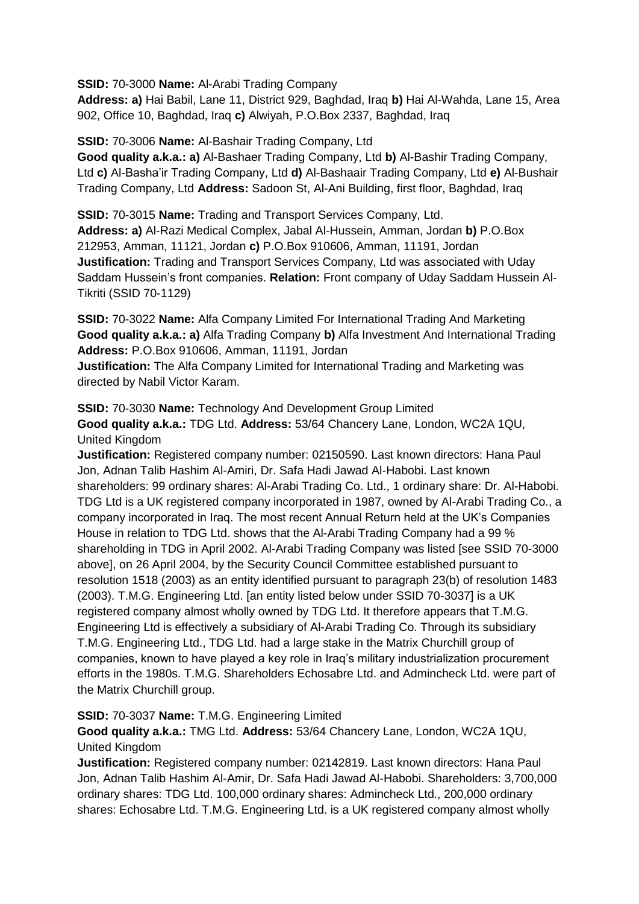**SSID:** 70-3000 **Name:** Al-Arabi Trading Company
**Address: a)** Hai Babil, Lane 11, District 929, Baghdad, Iraq **b)** Hai Al-Wahda, Lane 15, Area 902, Office 10, Baghdad, Iraq **c)** Alwiyah, P.O.Box 2337, Baghdad, Iraq

**SSID:** 70-3006 **Name:** Al-Bashair Trading Company, Ltd
**Good quality a.k.a.: a)** Al-Bashaer Trading Company, Ltd **b)** Al-Bashir Trading Company, Ltd **c)** Al-Basha'ir Trading Company, Ltd **d)** Al-Bashaair Trading Company, Ltd **e)** Al-Bushair Trading Company, Ltd **Address:** Sadoon St, Al-Ani Building, first floor, Baghdad, Iraq

**SSID:** 70-3015 **Name:** Trading and Transport Services Company, Ltd.
**Address: a)** Al-Razi Medical Complex, Jabal Al-Hussein, Amman, Jordan **b)** P.O.Box 212953, Amman, 11121, Jordan **c)** P.O.Box 910606, Amman, 11191, Jordan
**Justification:** Trading and Transport Services Company, Ltd was associated with Uday Saddam Hussein's front companies. **Relation:** Front company of Uday Saddam Hussein Al-Tikriti (SSID 70-1129)

**SSID:** 70-3022 **Name:** Alfa Company Limited For International Trading And Marketing
**Good quality a.k.a.: a)** Alfa Trading Company **b)** Alfa Investment And International Trading
**Address:** P.O.Box 910606, Amman, 11191, Jordan
**Justification:** The Alfa Company Limited for International Trading and Marketing was directed by Nabil Victor Karam.

**SSID:** 70-3030 **Name:** Technology And Development Group Limited
**Good quality a.k.a.:** TDG Ltd. **Address:** 53/64 Chancery Lane, London, WC2A 1QU, United Kingdom
**Justification:** Registered company number: 02150590. Last known directors: Hana Paul Jon, Adnan Talib Hashim Al-Amiri, Dr. Safa Hadi Jawad Al-Habobi. Last known shareholders: 99 ordinary shares: Al-Arabi Trading Co. Ltd., 1 ordinary share: Dr. Al-Habobi. TDG Ltd is a UK registered company incorporated in 1987, owned by Al-Arabi Trading Co., a company incorporated in Iraq. The most recent Annual Return held at the UK's Companies House in relation to TDG Ltd. shows that the Al-Arabi Trading Company had a 99 % shareholding in TDG in April 2002. Al-Arabi Trading Company was listed [see SSID 70-3000 above], on 26 April 2004, by the Security Council Committee established pursuant to resolution 1518 (2003) as an entity identified pursuant to paragraph 23(b) of resolution 1483 (2003). T.M.G. Engineering Ltd. [an entity listed below under SSID 70-3037] is a UK registered company almost wholly owned by TDG Ltd. It therefore appears that T.M.G. Engineering Ltd is effectively a subsidiary of Al-Arabi Trading Co. Through its subsidiary T.M.G. Engineering Ltd., TDG Ltd. had a large stake in the Matrix Churchill group of companies, known to have played a key role in Iraq's military industrialization procurement efforts in the 1980s. T.M.G. Shareholders Echosabre Ltd. and Admincheck Ltd. were part of the Matrix Churchill group.

**SSID:** 70-3037 **Name:** T.M.G. Engineering Limited
**Good quality a.k.a.:** TMG Ltd. **Address:** 53/64 Chancery Lane, London, WC2A 1QU, United Kingdom
**Justification:** Registered company number: 02142819. Last known directors: Hana Paul Jon, Adnan Talib Hashim Al-Amir, Dr. Safa Hadi Jawad Al-Habobi. Shareholders: 3,700,000 ordinary shares: TDG Ltd. 100,000 ordinary shares: Admincheck Ltd., 200,000 ordinary shares: Echosabre Ltd. T.M.G. Engineering Ltd. is a UK registered company almost wholly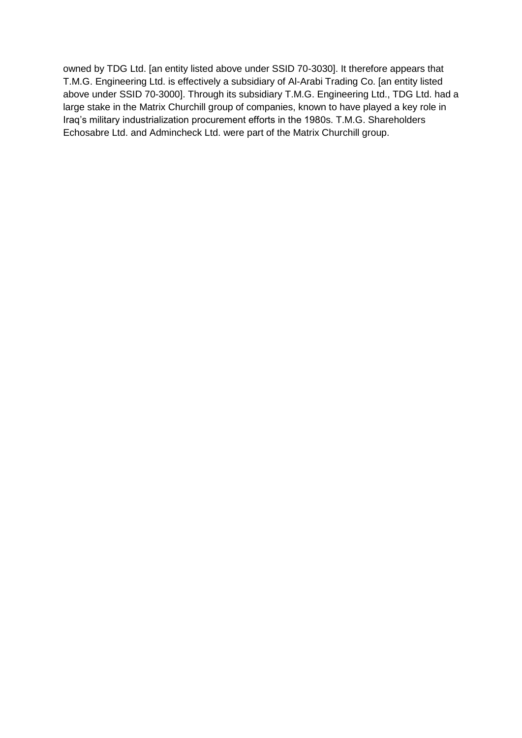owned by TDG Ltd. [an entity listed above under SSID 70-3030]. It therefore appears that T.M.G. Engineering Ltd. is effectively a subsidiary of Al-Arabi Trading Co. [an entity listed above under SSID 70-3000]. Through its subsidiary T.M.G. Engineering Ltd., TDG Ltd. had a large stake in the Matrix Churchill group of companies, known to have played a key role in Iraq's military industrialization procurement efforts in the 1980s. T.M.G. Shareholders Echosabre Ltd. and Admincheck Ltd. were part of the Matrix Churchill group.